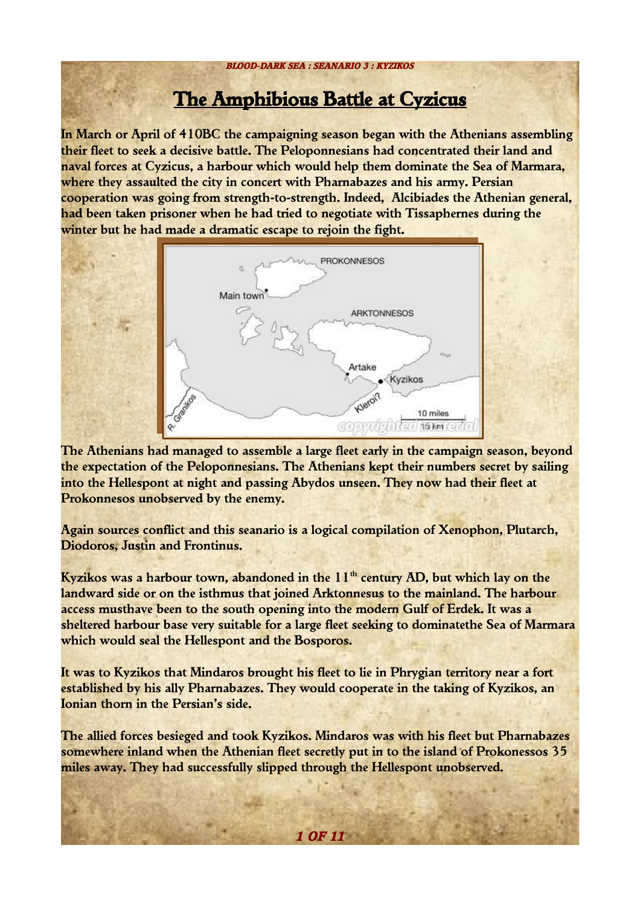# The Amphibious Battle at Cyzicus

**In March or April of 410BC the campaigning season began with the Athenians assembling their fleet to seek a decisive battle. The Peloponnesians had concentrated their land and naval forces at Cyzicus, a harbour which would help them dominate the Sea of Marmara, where they assaulted the city in concert with Pharnabazes and his army. Persian cooperation was going from strength-to-strength. Indeed, Alcibiades the Athenian general, had been taken prisoner when he had tried to negotiate with Tissaphernes during the winter but he had made a dramatic escape to rejoin the fight.**

**The Athenians had managed to assemble a large fleet early in the campaign season, beyond the expectation of the Peloponnesians. The Athenians kept their numbers secret by sailing into the Hellespont at night and passing Abydos unseen. They now had their fleet at Prokonnesos unobserved by the enemy.**

**Again sources conflict and this seanario is a logical compilation of Xenophon, Plutarch, Diodoros, Justin and Frontinus.**

**Kyzikos was a harbour town, abandoned in the 11th century AD, but which lay on the landward side or on the isthmus that joined Arktonnesus to the mainland. The harbour access musthave been to the south opening into the modern Gulf of Erdek. It was a sheltered harbour base very suitable for a large fleet seeking to dominatethe Sea of Marmara which would seal the Hellespont and the Bosporos.**

**It was to Kyzikos that Mindaros brought his fleet to lie in Phrygian territory near a fort established by his ally Pharnabazes. They would cooperate in the taking of Kyzikos, an Ionian thorn in the Persian's side.**

**The allied forces besieged and took Kyzikos. Mindaros was with his fleet but Pharnabazes somewhere inland when the Athenian fleet secretly put in to the island of Prokonessos 35 miles away. They had successfully slipped through the Hellespont unobserved.**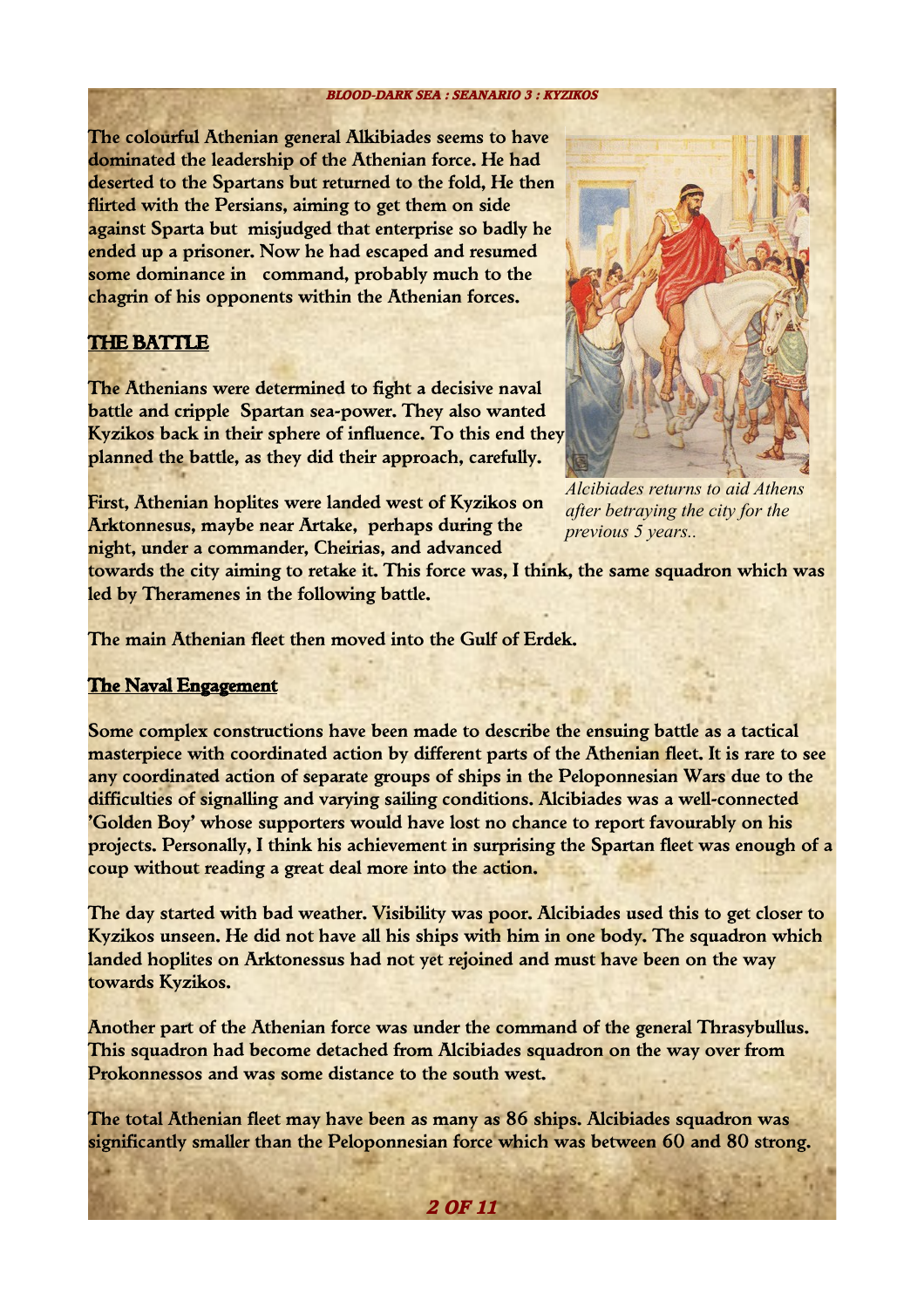The colourful Athenian general Alkibiades seems to have dominated the leadership of the Athenian force. He had deserted to the Spartans but returned to the fold, He then flirted with the Persians, aiming to get them on side against Sparta but misjudged that enterprise so badly he ended up a prisoner. Now he had escaped and resumed some dominance in command, probably much to the chagrin of his opponents within the Athenian forces.

## THE BATTLE

The Athenians were determined to fight a decisive naval battle and cripple Spartan sea-power. They also wanted Kyzikos back in their sphere of influence. To this end they planned the battle, as they did their approach, carefully.

*Alcibiades returns to aid Athens after betraying the city for the previous 5 years..*

First, Athenian hoplites were landed west of Kyzikos on Arktonnesus, maybe near Artake, perhaps during the night, under a commander, Cheirias, and advanced towards the city aiming to retake it. This force was, I think, the same squadron which was led by Theramenes in the following battle.

The main Athenian fleet then moved into the Gulf of Erdek.

### The Naval Engagement

Some complex constructions have been made to describe the ensuing battle as a tactical masterpiece with coordinated action by different parts of the Athenian fleet. It is rare to see any coordinated action of separate groups of ships in the Peloponnesian Wars due to the difficulties of signalling and varying sailing conditions. Alcibiades was a well-connected 'Golden Boy' whose supporters would have lost no chance to report favourably on his projects. Personally, I think his achievement in surprising the Spartan fleet was enough of a coup without reading a great deal more into the action.

The day started with bad weather. Visibility was poor. Alcibiades used this to get closer to Kyzikos unseen. He did not have all his ships with him in one body. The squadron which landed hoplites on Arktonessus had not yet rejoined and must have been on the way towards Kyzikos.

Another part of the Athenian force was under the command of the general Thrasybullus. This squadron had become detached from Alcibiades squadron on the way over from Prokonnessos and was some distance to the south west.

The total Athenian fleet may have been as many as 86 ships. Alcibiades squadron was significantly smaller than the Peloponnesian force which was between 60 and 80 strong.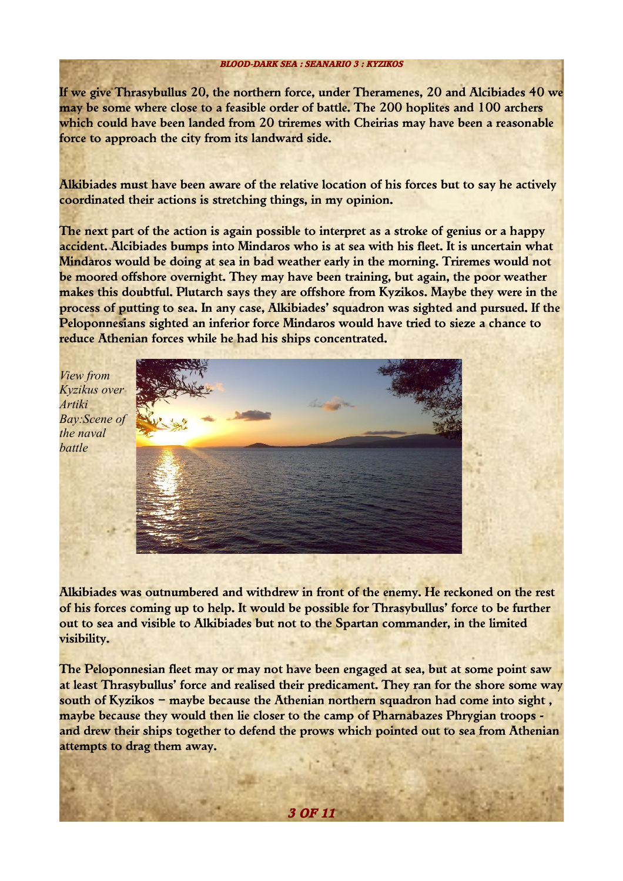If we give Thrasybullus 20, the northern force, under Theramenes, 20 and Alcibiades 40 we may be some where close to a feasible order of battle. The 200 hoplites and 100 archers which could have been landed from 20 triremes with Cheirias may have been a reasonable force to approach the city from its landward side.

Alkibiades must have been aware of the relative location of his forces but to say he actively coordinated their actions is stretching things, in my opinion.

The next part of the action is again possible to interpret as a stroke of genius or a happy accident. Alcibiades bumps into Mindaros who is at sea with his fleet. It is uncertain what Mindaros would be doing at sea in bad weather early in the morning. Triremes would not be moored offshore overnight. They may have been training, but again, the poor weather makes this doubtful. Plutarch says they are offshore from Kyzikos. Maybe they were in the process of putting to sea. In any case, Alkibiades' squadron was sighted and pursued. If the Peloponnesians sighted an inferior force Mindaros would have tried to sieze a chance to reduce Athenian forces while he had his ships concentrated.

*View from Kyzikus over Artiki Bay:Scene of the naval battle*

Alkibiades was outnumbered and withdrew in front of the enemy. He reckoned on the rest of his forces coming up to help. It would be possible for Thrasybullus' force to be further out to sea and visible to Alkibiades but not to the Spartan commander, in the limited visibility.

The Peloponnesian fleet may or may not have been engaged at sea, but at some point saw at least Thrasybullus' force and realised their predicament. They ran for the shore some way south of Kyzikos – maybe because the Athenian northern squadron had come into sight , maybe because they would then lie closer to the camp of Pharnabazes Phrygian troops - and drew their ships together to defend the prows which pointed out to sea from Athenian attempts to drag them away.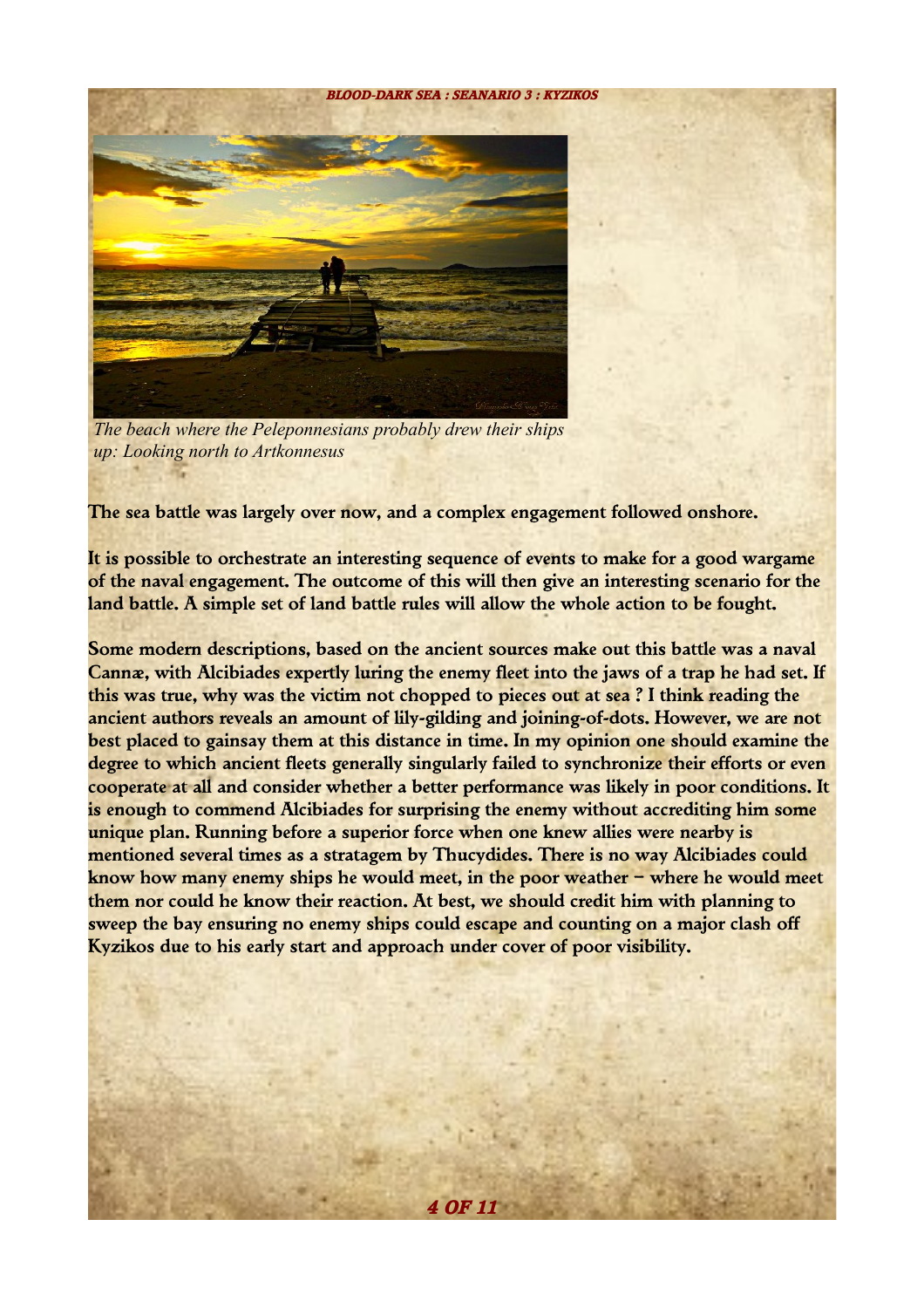*The beach where the Peleponnesians probably drew their ships up: Looking north to Artkonnesus*

**The sea battle was largely over now, and a complex engagement followed onshore.**

**It is possible to orchestrate an interesting sequence of events to make for a good wargame of the naval engagement. The outcome of this will then give an interesting scenario for the land battle. A simple set of land battle rules will allow the whole action to be fought.**

**Some modern descriptions, based on the ancient sources make out this battle was a naval Cannæ, with Alcibiades expertly luring the enemy fleet into the jaws of a trap he had set. If this was true, why was the victim not chopped to pieces out at sea ? I think reading the ancient authors reveals an amount of lily-gilding and joining-of-dots. However, we are not best placed to gainsay them at this distance in time. In my opinion one should examine the degree to which ancient fleets generally singularly failed to synchronize their efforts or even cooperate at all and consider whether a better performance was likely in poor conditions. It is enough to commend Alcibiades for surprising the enemy without accrediting him some unique plan. Running before a superior force when one knew allies were nearby is mentioned several times as a stratagem by Thucydides. There is no way Alcibiades could know how many enemy ships he would meet, in the poor weather – where he would meet them nor could he know their reaction. At best, we should credit him with planning to sweep the bay ensuring no enemy ships could escape and counting on a major clash off Kyzikos due to his early start and approach under cover of poor visibility.**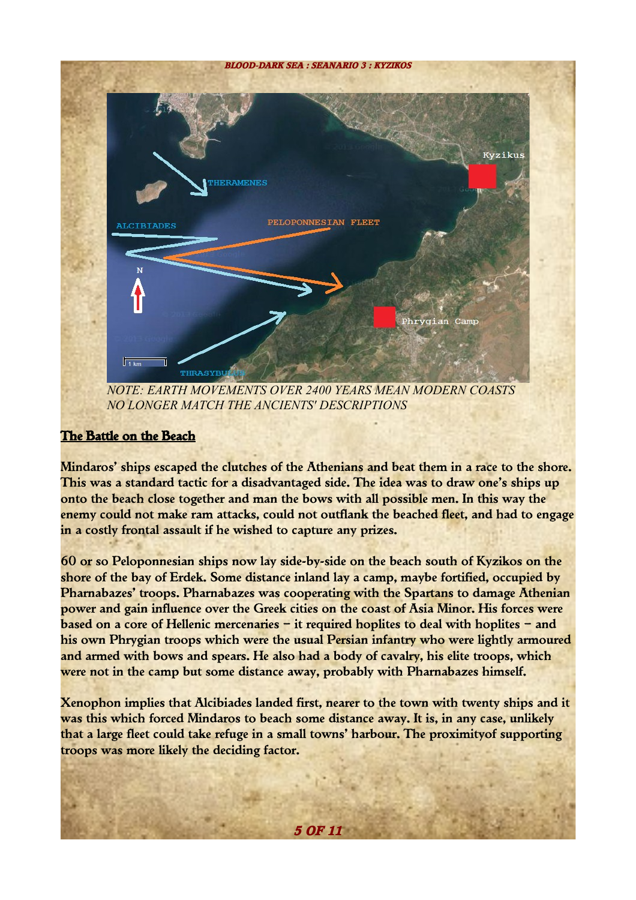NOTE: EARTH MOVEMENTS OVER 2400 YEARS MEAN MODERN COASTS NO LONGER MATCH THE ANCIENTS' DESCRIPTIONS

## The Battle on the Beach

Mindaros' ships escaped the clutches of the Athenians and beat them in a race to the shore. This was a standard tactic for a disadvantaged side. The idea was to draw one's ships up onto the beach close together and man the bows with all possible men. In this way the enemy could not make ram attacks, could not outflank the beached fleet, and had to engage in a costly frontal assault if he wished to capture any prizes.

60 or so Peloponnesian ships now lay side-by-side on the beach south of Kyzikos on the shore of the bay of Erdek. Some distance inland lay a camp, maybe fortified, occupied by Pharnabazes' troops. Pharnabazes was cooperating with the Spartans to damage Athenian power and gain influence over the Greek cities on the coast of Asia Minor. His forces were based on a core of Hellenic mercenaries – it required hoplites to deal with hoplites – and his own Phrygian troops which were the usual Persian infantry who were lightly armoured and armed with bows and spears. He also had a body of cavalry, his elite troops, which were not in the camp but some distance away, probably with Pharnabazes himself.

Xenophon implies that Alcibiades landed first, nearer to the town with twenty ships and it was this which forced Mindaros to beach some distance away. It is, in any case, unlikely that a large fleet could take refuge in a small towns' harbour. The proximityof supporting troops was more likely the deciding factor.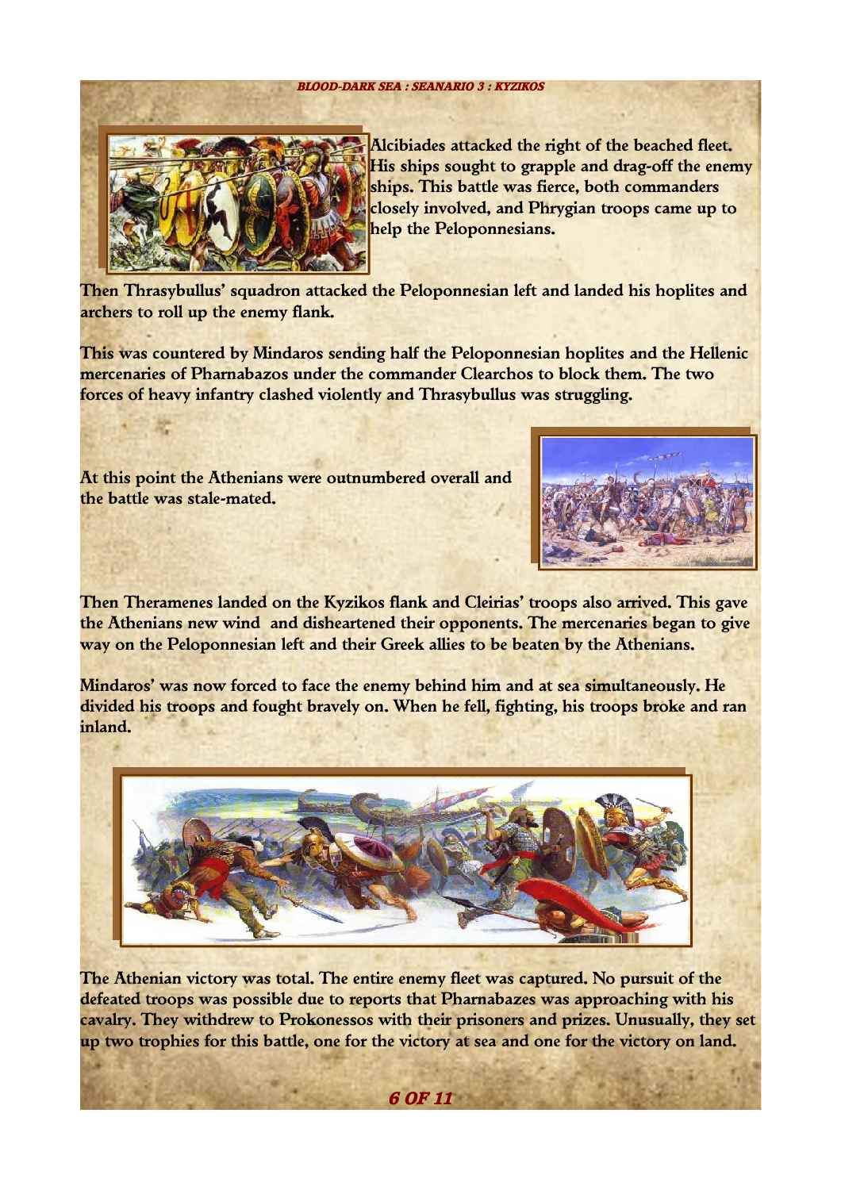Alcibiades attacked the right of the beached fleet. His ships sought to grapple and drag-off the enemy ships. This battle was fierce, both commanders closely involved, and Phrygian troops came up to help the Peloponnesians.

Then Thrasybullus' squadron attacked the Peloponnesian left and landed his hoplites and archers to roll up the enemy flank.

This was countered by Mindaros sending half the Peloponnesian hoplites and the Hellenic mercenaries of Pharnabazos under the commander Clearchos to block them. The two forces of heavy infantry clashed violently and Thrasybullus was struggling.

At this point the Athenians were outnumbered overall and the battle was stale-mated.

Then Theramenes landed on the Kyzikos flank and Cleirias' troops also arrived. This gave the Athenians new wind and disheartened their opponents. The mercenaries began to give way on the Peloponnesian left and their Greek allies to be beaten by the Athenians.

Mindaros' was now forced to face the enemy behind him and at sea simultaneously. He divided his troops and fought bravely on. When he fell, fighting, his troops broke and ran inland.

The Athenian victory was total. The entire enemy fleet was captured. No pursuit of the defeated troops was possible due to reports that Pharnabazes was approaching with his cavalry. They withdrew to Prokonessos with their prisoners and prizes. Unusually, they set up two trophies for this battle, one for the victory at sea and one for the victory on land.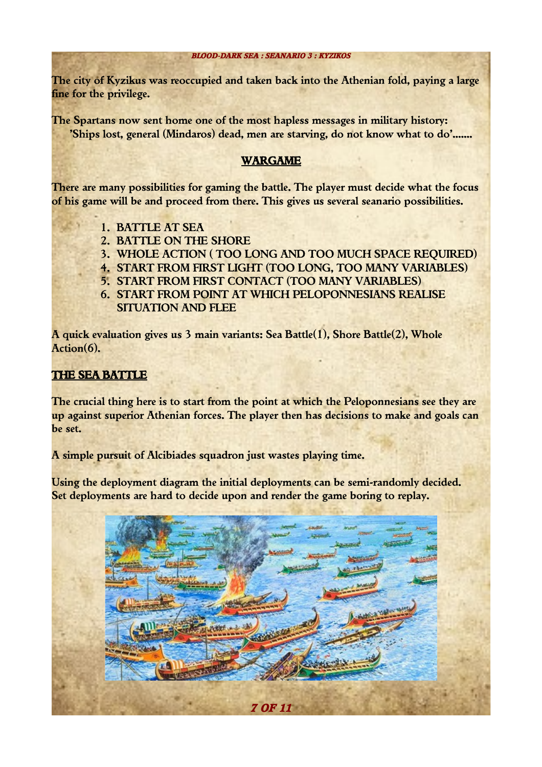The city of Kyzikus was reoccupied and taken back into the Athenian fold, paying a large fine for the privilege.

The Spartans now sent home one of the most hapless messages in military history:
'Ships lost, general (Mindaros) dead, men are starving, do not know what to do'.......

## WARGAME

There are many possibilities for gaming the battle. The player must decide what the focus of his game will be and proceed from there. This gives us several seanario possibilities.

1. BATTLE AT SEA
2. BATTLE ON THE SHORE
3. WHOLE ACTION ( TOO LONG AND TOO MUCH SPACE REQUIRED)
4. START FROM FIRST LIGHT (TOO LONG, TOO MANY VARIABLES)
5. START FROM FIRST CONTACT (TOO MANY VARIABLES)
6. START FROM POINT AT WHICH PELOPONNESIANS REALISE SITUATION AND FLEE

A quick evaluation gives us 3 main variants: Sea Battle(1), Shore Battle(2), Whole Action(6).

## THE SEA BATTLE

The crucial thing here is to start from the point at which the Peloponnesians see they are up against superior Athenian forces. The player then has decisions to make and goals can be set.

A simple pursuit of Alcibiades squadron just wastes playing time.

Using the deployment diagram the initial deployments can be semi-randomly decided. Set deployments are hard to decide upon and render the game boring to replay.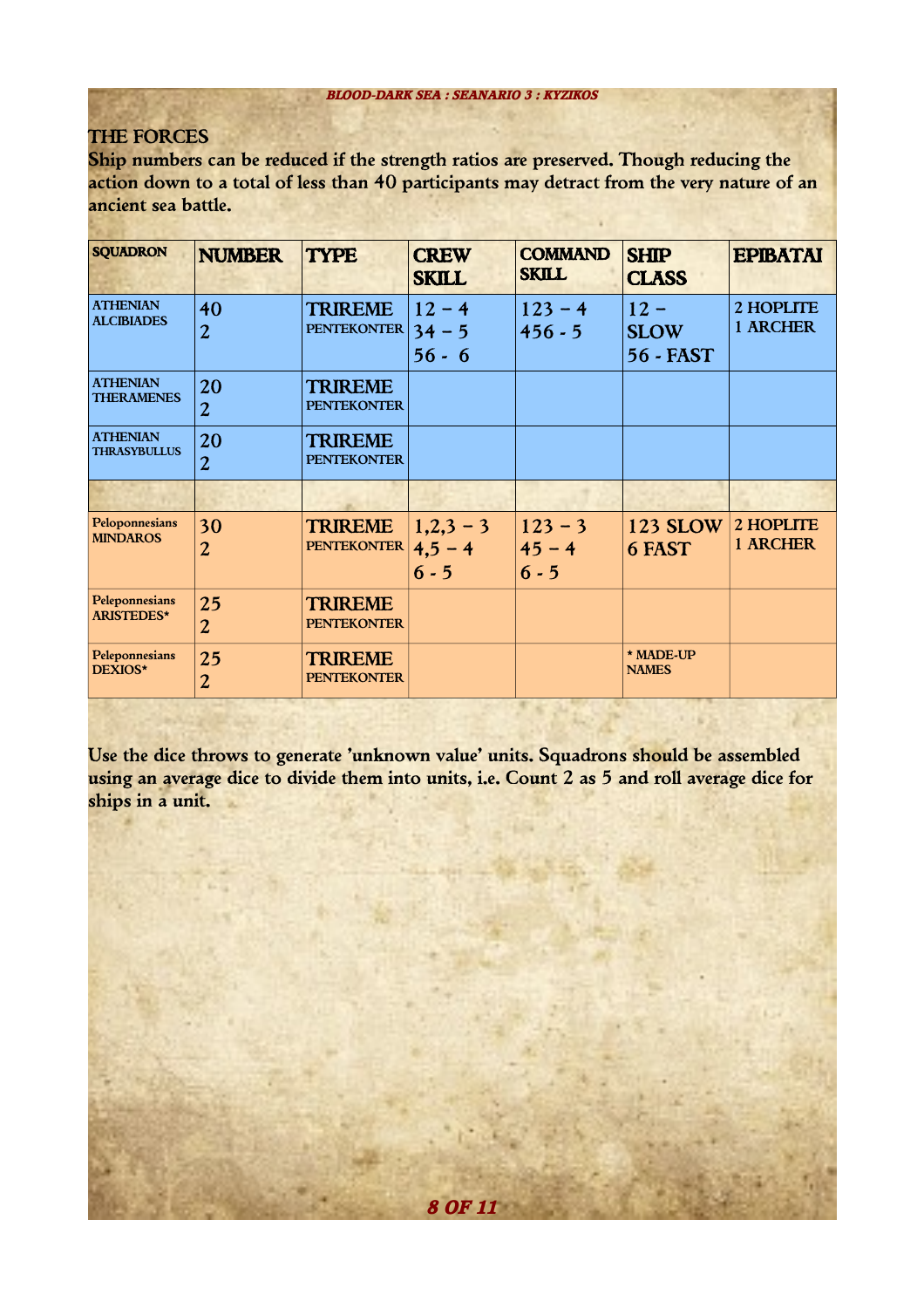## THE FORCES

**Ship numbers can be reduced if the strength ratios are preserved. Though reducing the action down to a total of less than 40 participants may detract from the very nature of an ancient sea battle.**

| SQUADRON | NUMBER | TYPE | CREW SKILL | COMMAND SKILL | SHIP CLASS | EPIBATAI |
|---|---|---|---|---|---|---|
| ATHENIAN ALCIBIADES | 40<br>2 | TRIREME<br>PENTEKONTER | 12 – 4<br>34 – 5<br>56 - 6 | 123 – 4<br>456 - 5 | 12 – SLOW<br>56 - FAST | 2 HOPLITE<br>1 ARCHER |
| ATHENIAN THERAMENES | 20<br>2 | TRIREME<br>PENTEKONTER | | | | |
| ATHENIAN THRASYBULLUS | 20<br>2 | TRIREME<br>PENTEKONTER | | | | |
| | | | | | | |
| Peloponnesians MINDAROS | 30<br>2 | TRIREME<br>PENTEKONTER | 1,2,3 – 3<br>4,5 – 4<br>6 - 5 | 123 – 3<br>45 – 4<br>6 - 5 | 123 SLOW<br>6 FAST | 2 HOPLITE<br>1 ARCHER |
| Peleponnesians ARISTEDES* | 25<br>2 | TRIREME<br>PENTEKONTER | | | | |
| Peleponnesians DEXIOS* | 25<br>2 | TRIREME<br>PENTEKONTER | | | * MADE-UP NAMES | |

**Use the dice throws to generate 'unknown value' units. Squadrons should be assembled using an average dice to divide them into units, i.e. Count 2 as 5 and roll average dice for ships in a unit.**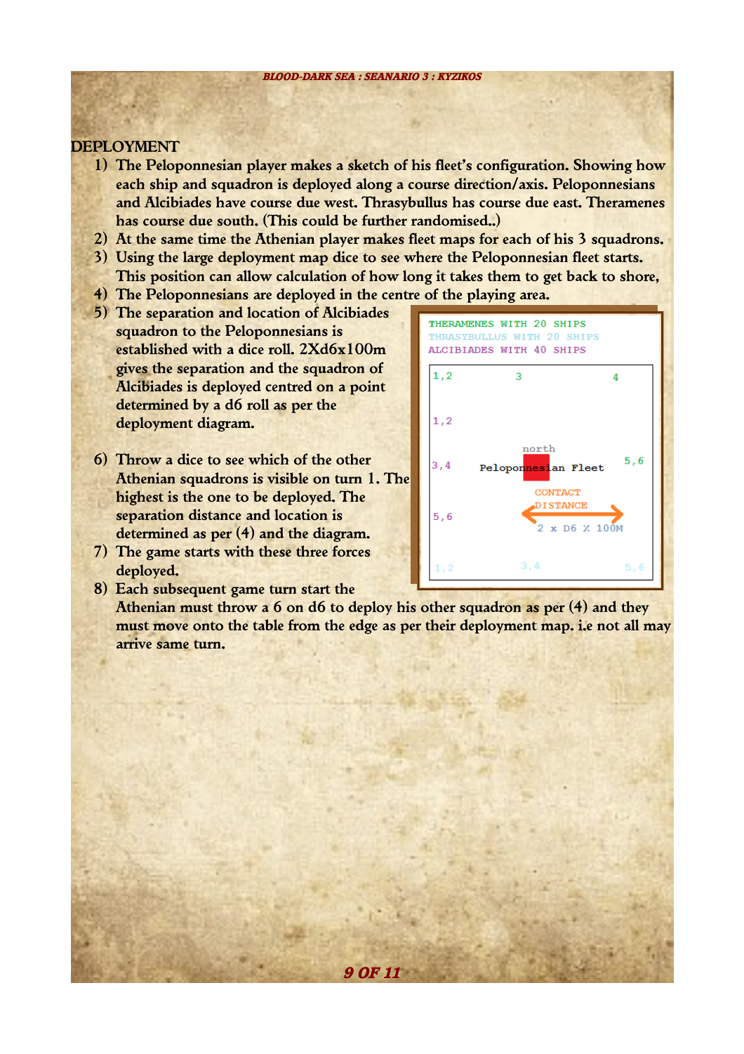## DEPLOYMENT

1) The Peloponnesian player makes a sketch of his fleet's configuration. Showing how each ship and squadron is deployed along a course direction/axis. Peloponnesians and Alcibiades have course due west. Thrasybullus has course due east. Theramenes has course due south. (This could be further randomised..)
2) At the same time the Athenian player makes fleet maps for each of his 3 squadrons.
3) Using the large deployment map dice to see where the Peloponnesian fleet starts. This position can allow calculation of how long it takes them to get back to shore,
4) The Peloponnesians are deployed in the centre of the playing area.
5) The separation and location of Alcibiades squadron to the Peloponnesians is established with a dice roll. 2Xd6x100m gives the separation and the squadron of Alcibiades is deployed centred on a point determined by a d6 roll as per the deployment diagram.
6) Throw a dice to see which of the other Athenian squadrons is visible on turn 1. The highest is the one to be deployed. The separation distance and location is determined as per (4) and the diagram.
7) The game starts with these three forces deployed.
8) Each subsequent game turn start the Athenian must throw a 6 on d6 to deploy his other squadron as per (4) and they must move onto the table from the edge as per their deployment map. i.e not all may arrive same turn.

THERAMENES WITH 20 SHIPS
THRASYBULLUS WITH 20 SHIPS
ALCIBIADES WITH 40 SHIPS

| 1,2 | 3 | 4 |
|---|---|---|
| 1,2 | | |
| 3,4 | north<br>Peloponnesian Fleet<br>CONTACT DISTANCE<br>2 x D6 X 100M | 5,6 |
| 5,6 | | |
| 1,2 | 3,4 | 5,6 |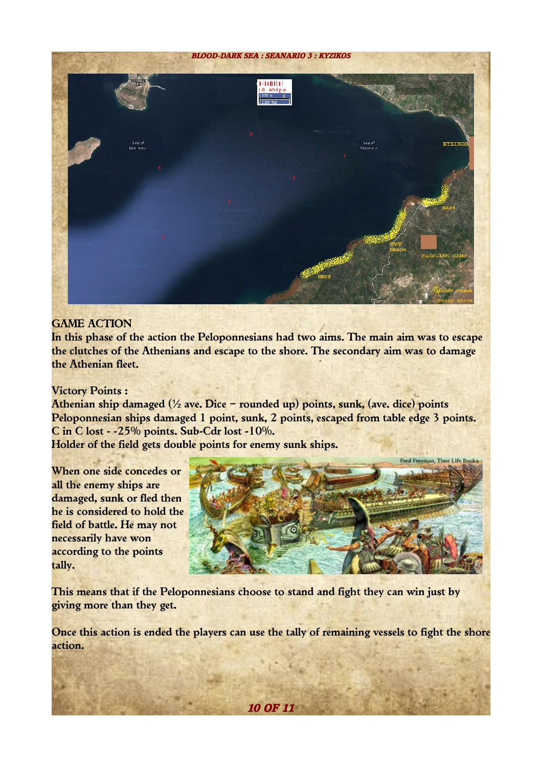## GAME ACTION

In this phase of the action the Peloponnesians had two aims. The main aim was to escape the clutches of the Athenians and escape to the shore. The secondary aim was to damage the Athenian fleet.

Victory Points :

Athenian ship damaged (½ ave. Dice – rounded up) points, sunk, (ave. dice) points
Peloponnesian ships damaged 1 point, sunk, 2 points, escaped from table edge 3 points.
C in C lost - -25% points. Sub-Cdr lost -10%.
Holder of the field gets double points for enemy sunk ships.

When one side concedes or all the enemy ships are damaged, sunk or fled then he is considered to hold the field of battle. He may not necessarily have won according to the points tally.

This means that if the Peloponnesians choose to stand and fight they can win just by giving more than they get.

Once this action is ended the players can use the tally of remaining vessels to fight the shore action.